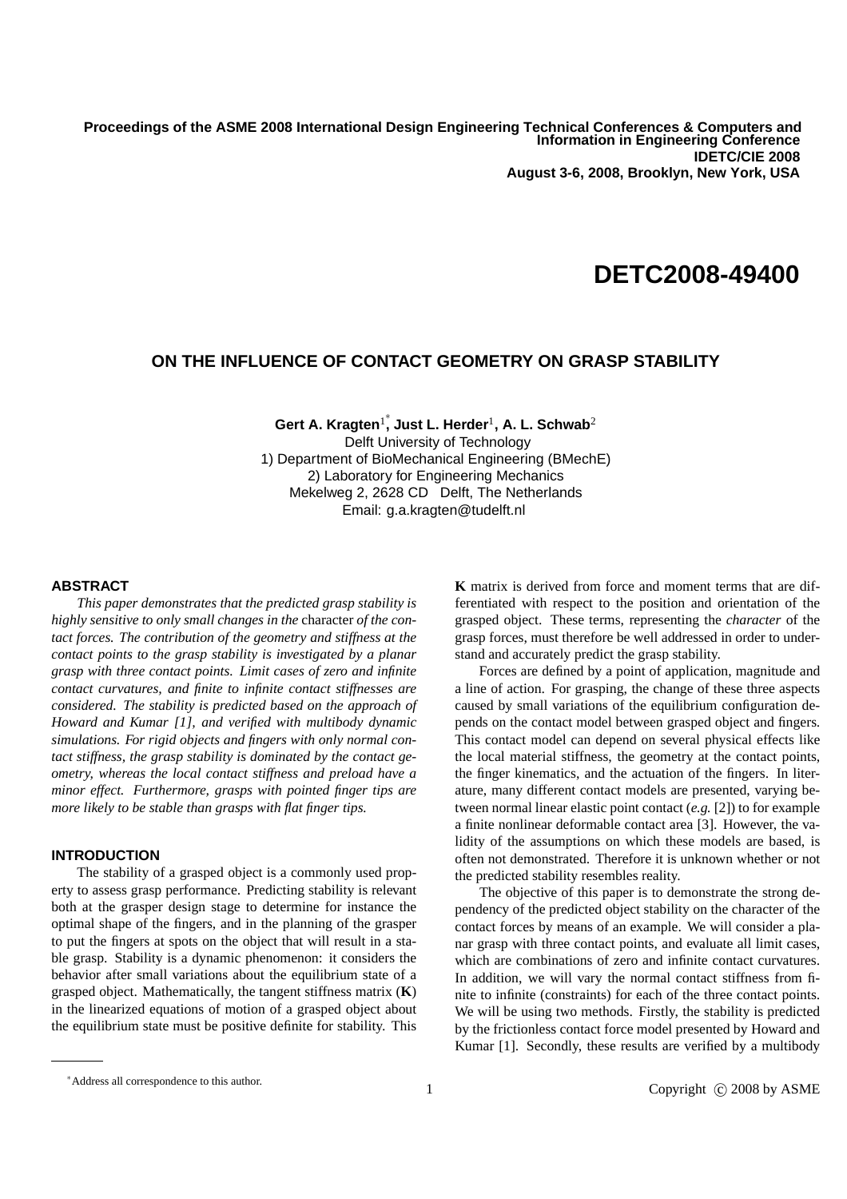Proceedings of the ASME 2008 International Design Engineering Technical Conferences & Computers and Information in Engineering Conference
IDETC/CIE 2008
August 3-6, 2008, Brooklyn, New York, USA

# DETC2008-49400

## ON THE INFLUENCE OF CONTACT GEOMETRY ON GRASP STABILITY

**Gert A. Kragten**[1]*, **Just L. Herder**[1], **A. L. Schwab**[2]
Delft University of Technology
1) Department of BioMechanical Engineering (BMechE)
2) Laboratory for Engineering Mechanics
Mekelweg 2, 2628 CD Delft, The Netherlands
Email: g.a.kragten@tudelft.nl

### ABSTRACT

*This paper demonstrates that the predicted grasp stability is highly sensitive to only small changes in the* character *of the contact forces. The contribution of the geometry and stiffness at the contact points to the grasp stability is investigated by a planar grasp with three contact points. Limit cases of zero and infinite contact curvatures, and finite to infinite contact stiffnesses are considered. The stability is predicted based on the approach of Howard and Kumar [1], and verified with multibody dynamic simulations. For rigid objects and fingers with only normal contact stiffness, the grasp stability is dominated by the contact geometry, whereas the local contact stiffness and preload have a minor effect. Furthermore, grasps with pointed finger tips are more likely to be stable than grasps with flat finger tips.*

### INTRODUCTION

The stability of a grasped object is a commonly used property to assess grasp performance. Predicting stability is relevant both at the grasper design stage to determine for instance the optimal shape of the fingers, and in the planning of the grasper to put the fingers at spots on the object that will result in a stable grasp. Stability is a dynamic phenomenon: it considers the behavior after small variations about the equilibrium state of a grasped object. Mathematically, the tangent stiffness matrix ($\mathbf{K}$) in the linearized equations of motion of a grasped object about the equilibrium state must be positive definite for stability. This $\mathbf{K}$ matrix is derived from force and moment terms that are differentiated with respect to the position and orientation of the grasped object. These terms, representing the *character* of the grasp forces, must therefore be well addressed in order to understand and accurately predict the grasp stability.

Forces are defined by a point of application, magnitude and a line of action. For grasping, the change of these three aspects caused by small variations of the equilibrium configuration depends on the contact model between grasped object and fingers. This contact model can depend on several physical effects like the local material stiffness, the geometry at the contact points, the finger kinematics, and the actuation of the fingers. In literature, many different contact models are presented, varying between normal linear elastic point contact (*e.g.* [2]) to for example a finite nonlinear deformable contact area [3]. However, the validity of the assumptions on which these models are based, is often not demonstrated. Therefore it is unknown whether or not the predicted stability resembles reality.

The objective of this paper is to demonstrate the strong dependency of the predicted object stability on the character of the contact forces by means of an example. We will consider a planar grasp with three contact points, and evaluate all limit cases, which are combinations of zero and infinite contact curvatures. In addition, we will vary the normal contact stiffness from finite to infinite (constraints) for each of the three contact points. We will be using two methods. Firstly, the stability is predicted by the frictionless contact force model presented by Howard and Kumar [1]. Secondly, these results are verified by a multibody

*Address all correspondence to this author.

Copyright © 2008 by ASME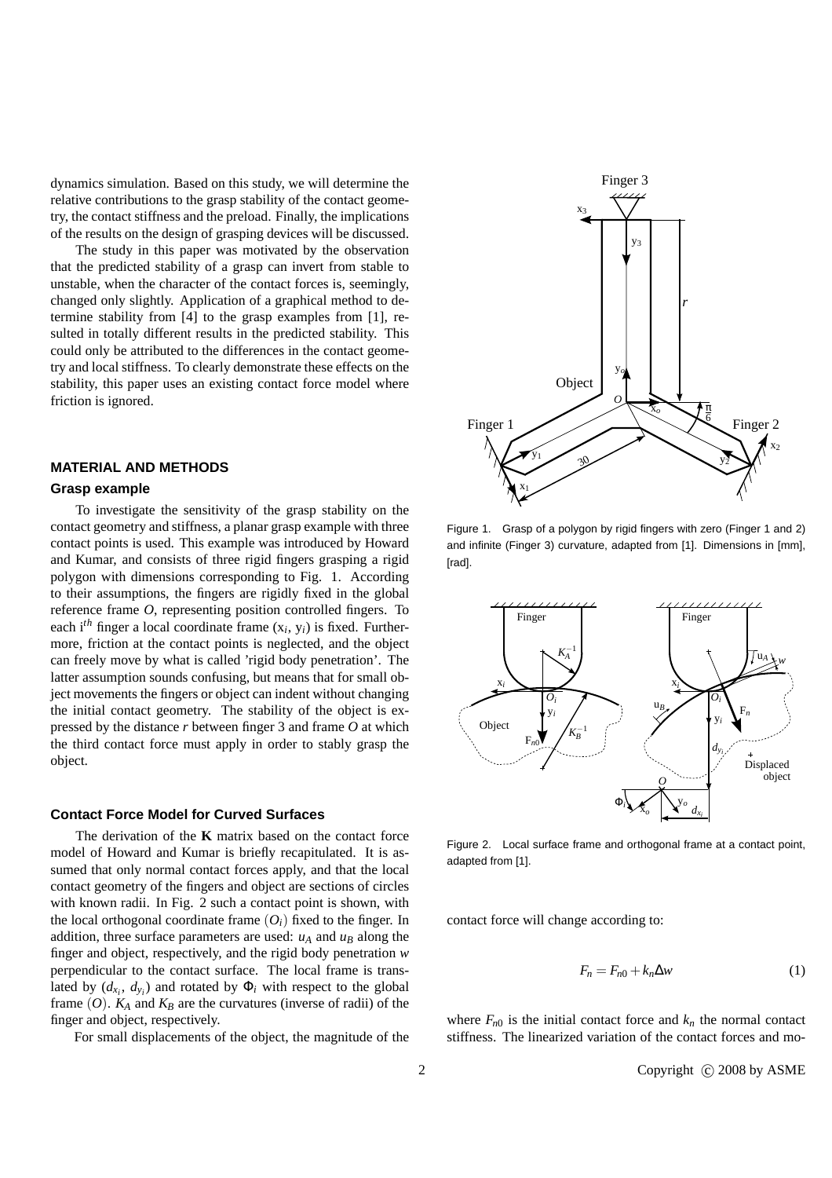dynamics simulation. Based on this study, we will determine the relative contributions to the grasp stability of the contact geometry, the contact stiffness and the preload. Finally, the implications of the results on the design of grasping devices will be discussed.

The study in this paper was motivated by the observation that the predicted stability of a grasp can invert from stable to unstable, when the character of the contact forces is, seemingly, changed only slightly. Application of a graphical method to determine stability from [4] to the grasp examples from [1], resulted in totally different results in the predicted stability. This could only be attributed to the differences in the contact geometry and local stiffness. To clearly demonstrate these effects on the stability, this paper uses an existing contact force model where friction is ignored.

## MATERIAL AND METHODS

### Grasp example

To investigate the sensitivity of the grasp stability on the contact geometry and stiffness, a planar grasp example with three contact points is used. This example was introduced by Howard and Kumar, and consists of three rigid fingers grasping a rigid polygon with dimensions corresponding to Fig. 1. According to their assumptions, the fingers are rigidly fixed in the global reference frame $O$, representing position controlled fingers. To each $i^{th}$ finger a local coordinate frame ($x_i$, $y_i$) is fixed. Furthermore, friction at the contact points is neglected, and the object can freely move by what is called 'rigid body penetration'. The latter assumption sounds confusing, but means that for small object movements the fingers or object can indent without changing the initial contact geometry. The stability of the object is expressed by the distance $r$ between finger 3 and frame $O$ at which the third contact force must apply in order to stably grasp the object.

Figure 1. Grasp of a polygon by rigid fingers with zero (Finger 1 and 2) and infinite (Finger 3) curvature, adapted from [1]. Dimensions in [mm], [rad].

Figure 2. Local surface frame and orthogonal frame at a contact point, adapted from [1].

### Contact Force Model for Curved Surfaces

The derivation of the **K** matrix based on the contact force model of Howard and Kumar is briefly recapitulated. It is assumed that only normal contact forces apply, and that the local contact geometry of the fingers and object are sections of circles with known radii. In Fig. 2 such a contact point is shown, with the local orthogonal coordinate frame ($O_i$) fixed to the finger. In addition, three surface parameters are used: $u_A$ and $u_B$ along the finger and object, respectively, and the rigid body penetration $w$ perpendicular to the contact surface. The local frame is translated by ($d_{x_i}$, $d_{y_i}$) and rotated by $\Phi_i$ with respect to the global frame ($O$). $K_A$ and $K_B$ are the curvatures (inverse of radii) of the finger and object, respectively.

For small displacements of the object, the magnitude of the contact force will change according to:

$$F_n = F_{n0} + k_n \Delta w \tag{1}$$

where $F_{n0}$ is the initial contact force and $k_n$ the normal contact stiffness. The linearized variation of the contact forces and mo-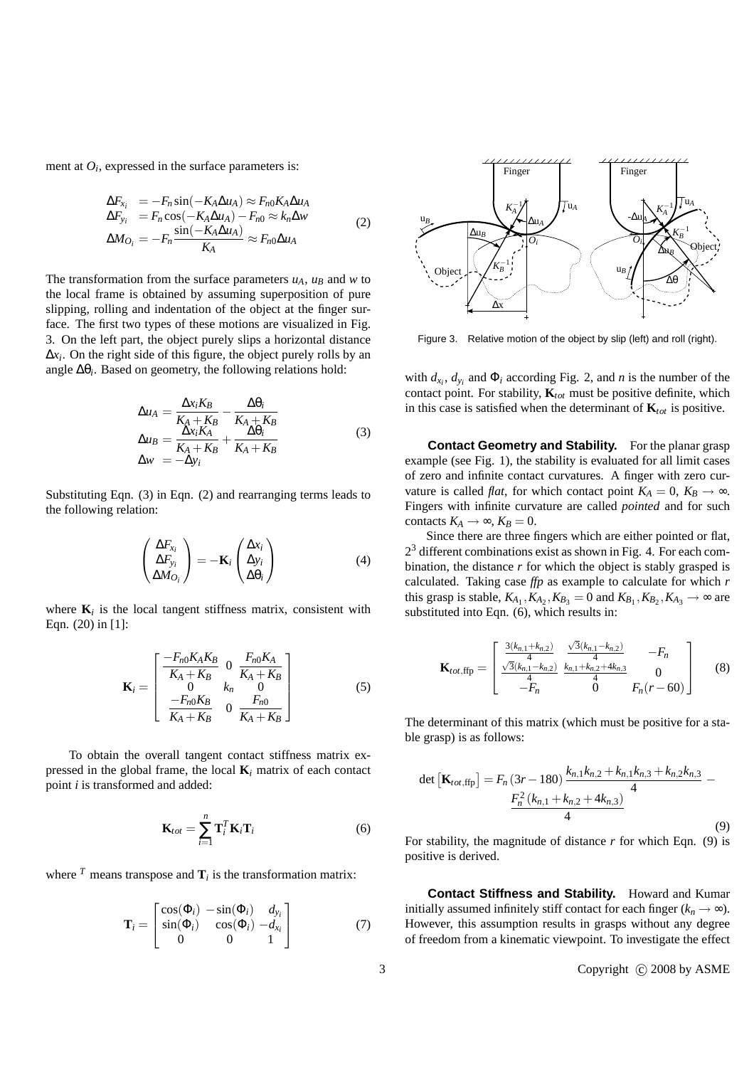ment at $O_i$, expressed in the surface parameters is:

$$
\begin{aligned}
\Delta F_{x_i} &= -F_n \sin(-K_A \Delta u_A) \approx F_{n0} K_A \Delta u_A \\
\Delta F_{y_i} &= F_n \cos(-K_A \Delta u_A) - F_{n0} \approx k_n \Delta w \\
\Delta M_{O_i} &= -F_n \frac{\sin(-K_A \Delta u_A)}{K_A} \approx F_{n0} \Delta u_A
\end{aligned}
\tag{2}
$$

The transformation from the surface parameters $u_A$, $u_B$ and $w$ to the local frame is obtained by assuming superposition of pure slipping, rolling and indentation of the object at the finger surface. The first two types of these motions are visualized in Fig. 3. On the left part, the object purely slips a horizontal distance $\Delta x_i$. On the right side of this figure, the object purely rolls by an angle $\Delta\theta_i$. Based on geometry, the following relations hold:

$$
\begin{aligned}
\Delta u_A &= \frac{\Delta x_i K_B}{K_A + K_B} - \frac{\Delta\theta_i}{K_A + K_B} \\
\Delta u_B &= \frac{\Delta x_i K_A}{K_A + K_B} + \frac{\Delta\theta_i}{K_A + K_B} \\
\Delta w &= -\Delta y_i
\end{aligned}
\tag{3}
$$

Substituting Eqn. (3) in Eqn. (2) and rearranging terms leads to the following relation:

$$
\begin{pmatrix} \Delta F_{x_i} \\ \Delta F_{y_i} \\ \Delta M_{O_i} \end{pmatrix} = -\mathbf{K}_i \begin{pmatrix} \Delta x_i \\ \Delta y_i \\ \Delta\theta_i \end{pmatrix}
\tag{4}
$$

where $\mathbf{K}_i$ is the local tangent stiffness matrix, consistent with Eqn. (20) in [1]:

$$
\mathbf{K}_i = \begin{bmatrix} \dfrac{-F_{n0} K_A K_B}{K_A + K_B} & 0 & \dfrac{F_{n0} K_A}{K_A + K_B} \\ 0 & k_n & 0 \\ \dfrac{-F_{n0} K_B}{K_A + K_B} & 0 & \dfrac{F_{n0}}{K_A + K_B} \end{bmatrix}
\tag{5}
$$

To obtain the overall tangent contact stiffness matrix expressed in the global frame, the local $\mathbf{K}_i$ matrix of each contact point $i$ is transformed and added:

$$
\mathbf{K}_{tot} = \sum_{i=1}^{n} \mathbf{T}_i^T \mathbf{K}_i \mathbf{T}_i
\tag{6}
$$

where $^T$ means transpose and $\mathbf{T}_i$ is the transformation matrix:

$$
\mathbf{T}_i = \begin{bmatrix} \cos(\Phi_i) & -\sin(\Phi_i) & d_{y_i} \\ \sin(\Phi_i) & \cos(\Phi_i) & -d_{x_i} \\ 0 & 0 & 1 \end{bmatrix}
\tag{7}
$$

Figure 3. Relative motion of the object by slip (left) and roll (right).

with $d_{x_i}$, $d_{y_i}$ and $\Phi_i$ according Fig. 2, and $n$ is the number of the contact point. For stability, $\mathbf{K}_{tot}$ must be positive definite, which in this case is satisfied when the determinant of $\mathbf{K}_{tot}$ is positive.

**Contact Geometry and Stability.** For the planar grasp example (see Fig. 1), the stability is evaluated for all limit cases of zero and infinite contact curvatures. A finger with zero curvature is called *flat*, for which contact point $K_A = 0$, $K_B \to \infty$. Fingers with infinite curvature are called *pointed* and for such contacts $K_A \to \infty$, $K_B = 0$.

Since there are three fingers which are either pointed or flat, $2^3$ different combinations exist as shown in Fig. 4. For each combination, the distance $r$ for which the object is stably grasped is calculated. Taking case *ffp* as example to calculate for which $r$ this grasp is stable, $K_{A_1}, K_{A_2}, K_{B_3} = 0$ and $K_{B_1}, K_{B_2}, K_{A_3} \to \infty$ are substituted into Eqn. (6), which results in:

$$
\mathbf{K}_{tot,\text{ffp}} = \begin{bmatrix} \frac{3(k_{n,1}+k_{n,2})}{4} & \frac{\sqrt{3}(k_{n,1}-k_{n,2})}{4} & -F_n \\ \frac{\sqrt{3}(k_{n,1}-k_{n,2})}{4} & \frac{k_{n,1}+k_{n,2}+4k_{n,3}}{4} & 0 \\ -F_n & 0 & F_n(r-60) \end{bmatrix}
\tag{8}
$$

The determinant of this matrix (which must be positive for a stable grasp) is as follows:

$$
\det\left[\mathbf{K}_{tot,\text{ffp}}\right] = F_n(3r - 180)\frac{k_{n,1}k_{n,2} + k_{n,1}k_{n,3} + k_{n,2}k_{n,3}}{4} - \frac{F_n^2(k_{n,1} + k_{n,2} + 4k_{n,3})}{4}
\tag{9}
$$

For stability, the magnitude of distance $r$ for which Eqn. (9) is positive is derived.

**Contact Stiffness and Stability.** Howard and Kumar initially assumed infinitely stiff contact for each finger ($k_n \to \infty$). However, this assumption results in grasps without any degree of freedom from a kinematic viewpoint. To investigate the effect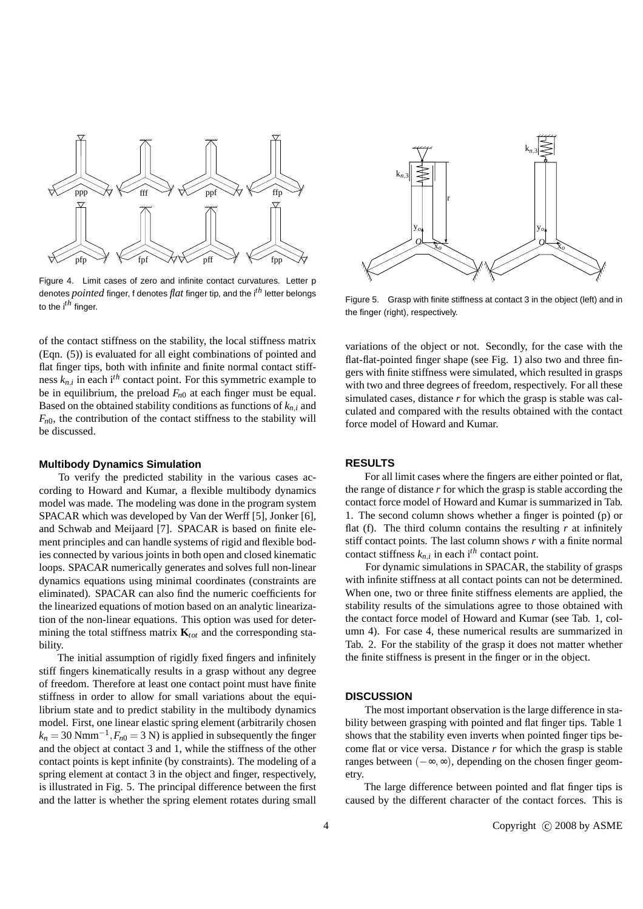Figure 4. Limit cases of zero and infinite contact curvatures. Letter p denotes *pointed* finger, f denotes *flat* finger tip, and the i$^{th}$ letter belongs to the i$^{th}$ finger.

Figure 5. Grasp with finite stiffness at contact 3 in the object (left) and in the finger (right), respectively.

of the contact stiffness on the stability, the local stiffness matrix (Eqn. (5)) is evaluated for all eight combinations of pointed and flat finger tips, both with infinite and finite normal contact stiffness $k_{n,i}$ in each i$^{th}$ contact point. For this symmetric example to be in equilibrium, the preload $F_{n0}$ at each finger must be equal. Based on the obtained stability conditions as functions of $k_{n,i}$ and $F_{n0}$, the contribution of the contact stiffness to the stability will be discussed.

### Multibody Dynamics Simulation

To verify the predicted stability in the various cases according to Howard and Kumar, a flexible multibody dynamics model was made. The modeling was done in the program system SPACAR which was developed by Van der Werff [5], Jonker [6], and Schwab and Meijaard [7]. SPACAR is based on finite element principles and can handle systems of rigid and flexible bodies connected by various joints in both open and closed kinematic loops. SPACAR numerically generates and solves full non-linear dynamics equations using minimal coordinates (constraints are eliminated). SPACAR can also find the numeric coefficients for the linearized equations of motion based on an analytic linearization of the non-linear equations. This option was used for determining the total stiffness matrix $\mathbf{K}_{tot}$ and the corresponding stability.

The initial assumption of rigidly fixed fingers and infinitely stiff fingers kinematically results in a grasp without any degree of freedom. Therefore at least one contact point must have finite stiffness in order to allow for small variations about the equilibrium state and to predict stability in the multibody dynamics model. First, one linear elastic spring element (arbitrarily chosen $k_n = 30$ Nmm$^{-1}$, $F_{n0} = 3$ N) is applied in subsequently the finger and the object at contact 3 and 1, while the stiffness of the other contact points is kept infinite (by constraints). The modeling of a spring element at contact 3 in the object and finger, respectively, is illustrated in Fig. 5. The principal difference between the first and the latter is whether the spring element rotates during small variations of the object or not. Secondly, for the case with the flat-flat-pointed finger shape (see Fig. 1) also two and three fingers with finite stiffness were simulated, which resulted in grasps with two and three degrees of freedom, respectively. For all these simulated cases, distance $r$ for which the grasp is stable was calculated and compared with the results obtained with the contact force model of Howard and Kumar.

## RESULTS

For all limit cases where the fingers are either pointed or flat, the range of distance $r$ for which the grasp is stable according the contact force model of Howard and Kumar is summarized in Tab. 1. The second column shows whether a finger is pointed (p) or flat (f). The third column contains the resulting $r$ at infinitely stiff contact points. The last column shows $r$ with a finite normal contact stiffness $k_{n,i}$ in each i$^{th}$ contact point.

For dynamic simulations in SPACAR, the stability of grasps with infinite stiffness at all contact points can not be determined. When one, two or three finite stiffness elements are applied, the stability results of the simulations agree to those obtained with the contact force model of Howard and Kumar (see Tab. 1, column 4). For case 4, these numerical results are summarized in Tab. 2. For the stability of the grasp it does not matter whether the finite stiffness is present in the finger or in the object.

## DISCUSSION

The most important observation is the large difference in stability between grasping with pointed and flat finger tips. Table 1 shows that the stability even inverts when pointed finger tips become flat or vice versa. Distance $r$ for which the grasp is stable ranges between $(-\infty, \infty)$, depending on the chosen finger geometry.

The large difference between pointed and flat finger tips is caused by the different character of the contact forces. This is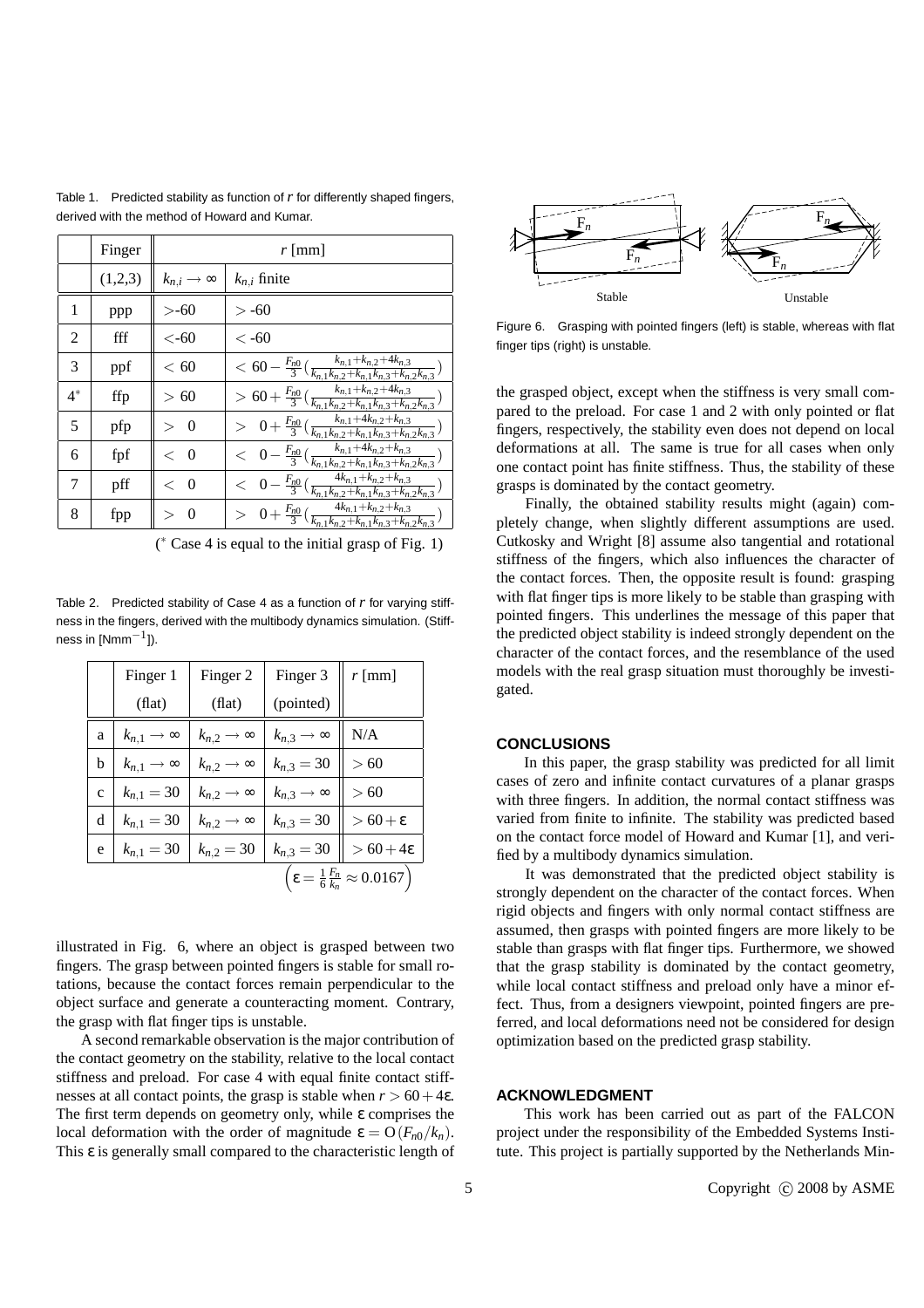Table 1. Predicted stability as function of $r$ for differently shaped fingers, derived with the method of Howard and Kumar.

| | Finger | $r$ [mm] | |
|---|---|---|---|
| | (1,2,3) | $k_{n,i} \rightarrow \infty$ | $k_{n,i}$ finite |
| 1 | ppp | $>$-60 | $>$ -60 |
| 2 | fff | $<$-60 | $<$ -60 |
| 3 | ppf | $<$ 60 | $< 60 - \frac{F_{n0}}{3}\left(\frac{k_{n,1}+k_{n,2}+4k_{n,3}}{k_{n,1}k_{n,2}+k_{n,1}k_{n,3}+k_{n,2}k_{n,3}}\right)$ |
| 4* | ffp | $>$ 60 | $> 60 + \frac{F_{n0}}{3}\left(\frac{k_{n,1}+k_{n,2}+4k_{n,3}}{k_{n,1}k_{n,2}+k_{n,1}k_{n,3}+k_{n,2}k_{n,3}}\right)$ |
| 5 | pfp | $>$ 0 | $> 0 + \frac{F_{n0}}{3}\left(\frac{k_{n,1}+4k_{n,2}+k_{n,3}}{k_{n,1}k_{n,2}+k_{n,1}k_{n,3}+k_{n,2}k_{n,3}}\right)$ |
| 6 | fpf | $<$ 0 | $< 0 - \frac{F_{n0}}{3}\left(\frac{k_{n,1}+4k_{n,2}+k_{n,3}}{k_{n,1}k_{n,2}+k_{n,1}k_{n,3}+k_{n,2}k_{n,3}}\right)$ |
| 7 | pff | $<$ 0 | $< 0 - \frac{F_{n0}}{3}\left(\frac{4k_{n,1}+k_{n,2}+k_{n,3}}{k_{n,1}k_{n,2}+k_{n,1}k_{n,3}+k_{n,2}k_{n,3}}\right)$ |
| 8 | fpp | $>$ 0 | $> 0 + \frac{F_{n0}}{3}\left(\frac{4k_{n,1}+k_{n,2}+k_{n,3}}{k_{n,1}k_{n,2}+k_{n,1}k_{n,3}+k_{n,2}k_{n,3}}\right)$ |

(* Case 4 is equal to the initial grasp of Fig. 1)

Table 2. Predicted stability of Case 4 as a function of $r$ for varying stiffness in the fingers, derived with the multibody dynamics simulation. (Stiffness in [Nmm$^{-1}$]).

| | Finger 1 (flat) | Finger 2 (flat) | Finger 3 (pointed) | $r$ [mm] |
|---|---|---|---|---|
| a | $k_{n,1} \rightarrow \infty$ | $k_{n,2} \rightarrow \infty$ | $k_{n,3} \rightarrow \infty$ | N/A |
| b | $k_{n,1} \rightarrow \infty$ | $k_{n,2} \rightarrow \infty$ | $k_{n,3} = 30$ | $> 60$ |
| c | $k_{n,1} = 30$ | $k_{n,2} \rightarrow \infty$ | $k_{n,3} \rightarrow \infty$ | $> 60$ |
| d | $k_{n,1} = 30$ | $k_{n,2} \rightarrow \infty$ | $k_{n,3} = 30$ | $> 60 + \varepsilon$ |
| e | $k_{n,1} = 30$ | $k_{n,2} = 30$ | $k_{n,3} = 30$ | $> 60 + 4\varepsilon$ |

$\left(\varepsilon = \frac{1}{6}\frac{F_n}{k_n} \approx 0.0167\right)$

Figure 6. Grasping with pointed fingers (left) is stable, whereas with flat finger tips (right) is unstable.

illustrated in Fig. 6, where an object is grasped between two fingers. The grasp between pointed fingers is stable for small rotations, because the contact forces remain perpendicular to the object surface and generate a counteracting moment. Contrary, the grasp with flat finger tips is unstable.

A second remarkable observation is the major contribution of the contact geometry on the stability, relative to the local contact stiffness and preload. For case 4 with equal finite contact stiffnesses at all contact points, the grasp is stable when $r > 60 + 4\varepsilon$. The first term depends on geometry only, while $\varepsilon$ comprises the local deformation with the order of magnitude $\varepsilon = O(F_{n0}/k_n)$. This $\varepsilon$ is generally small compared to the characteristic length of the grasped object, except when the stiffness is very small compared to the preload. For case 1 and 2 with only pointed or flat fingers, respectively, the stability even does not depend on local deformations at all. The same is true for all cases when only one contact point has finite stiffness. Thus, the stability of these grasps is dominated by the contact geometry.

Finally, the obtained stability results might (again) completely change, when slightly different assumptions are used. Cutkosky and Wright [8] assume also tangential and rotational stiffness of the fingers, which also influences the character of the contact forces. Then, the opposite result is found: grasping with flat finger tips is more likely to be stable than grasping with pointed fingers. This underlines the message of this paper that the predicted object stability is indeed strongly dependent on the character of the contact forces, and the resemblance of the used models with the real grasp situation must thoroughly be investigated.

## CONCLUSIONS

In this paper, the grasp stability was predicted for all limit cases of zero and infinite contact curvatures of a planar grasps with three fingers. In addition, the normal contact stiffness was varied from finite to infinite. The stability was predicted based on the contact force model of Howard and Kumar [1], and verified by a multibody dynamics simulation.

It was demonstrated that the predicted object stability is strongly dependent on the character of the contact forces. When rigid objects and fingers with only normal contact stiffness are assumed, then grasps with pointed fingers are more likely to be stable than grasps with flat finger tips. Furthermore, we showed that the grasp stability is dominated by the contact geometry, while local contact stiffness and preload only have a minor effect. Thus, from a designers viewpoint, pointed fingers are preferred, and local deformations need not be considered for design optimization based on the predicted grasp stability.

## ACKNOWLEDGMENT

This work has been carried out as part of the FALCON project under the responsibility of the Embedded Systems Institute. This project is partially supported by the Netherlands Min-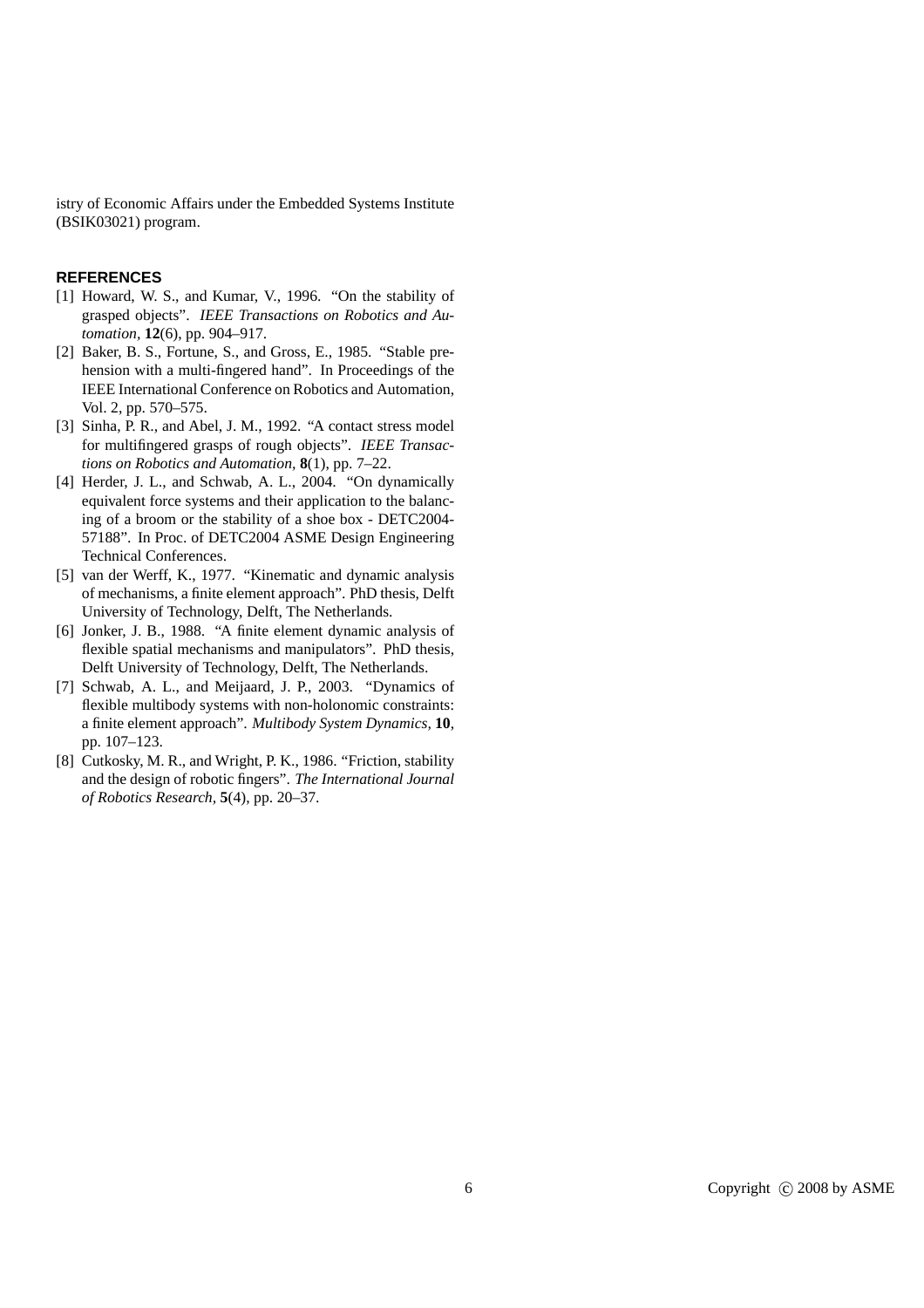istry of Economic Affairs under the Embedded Systems Institute (BSIK03021) program.

## REFERENCES

[1] Howard, W. S., and Kumar, V., 1996. "On the stability of grasped objects". *IEEE Transactions on Robotics and Automation,* **12**(6), pp. 904–917.

[2] Baker, B. S., Fortune, S., and Gross, E., 1985. "Stable prehension with a multi-fingered hand". In Proceedings of the IEEE International Conference on Robotics and Automation, Vol. 2, pp. 570–575.

[3] Sinha, P. R., and Abel, J. M., 1992. "A contact stress model for multifingered grasps of rough objects". *IEEE Transactions on Robotics and Automation,* **8**(1), pp. 7–22.

[4] Herder, J. L., and Schwab, A. L., 2004. "On dynamically equivalent force systems and their application to the balancing of a broom or the stability of a shoe box - DETC2004-57188". In Proc. of DETC2004 ASME Design Engineering Technical Conferences.

[5] van der Werff, K., 1977. "Kinematic and dynamic analysis of mechanisms, a finite element approach". PhD thesis, Delft University of Technology, Delft, The Netherlands.

[6] Jonker, J. B., 1988. "A finite element dynamic analysis of flexible spatial mechanisms and manipulators". PhD thesis, Delft University of Technology, Delft, The Netherlands.

[7] Schwab, A. L., and Meijaard, J. P., 2003. "Dynamics of flexible multibody systems with non-holonomic constraints: a finite element approach". *Multibody System Dynamics,* **10**, pp. 107–123.

[8] Cutkosky, M. R., and Wright, P. K., 1986. "Friction, stability and the design of robotic fingers". *The International Journal of Robotics Research,* **5**(4), pp. 20–37.